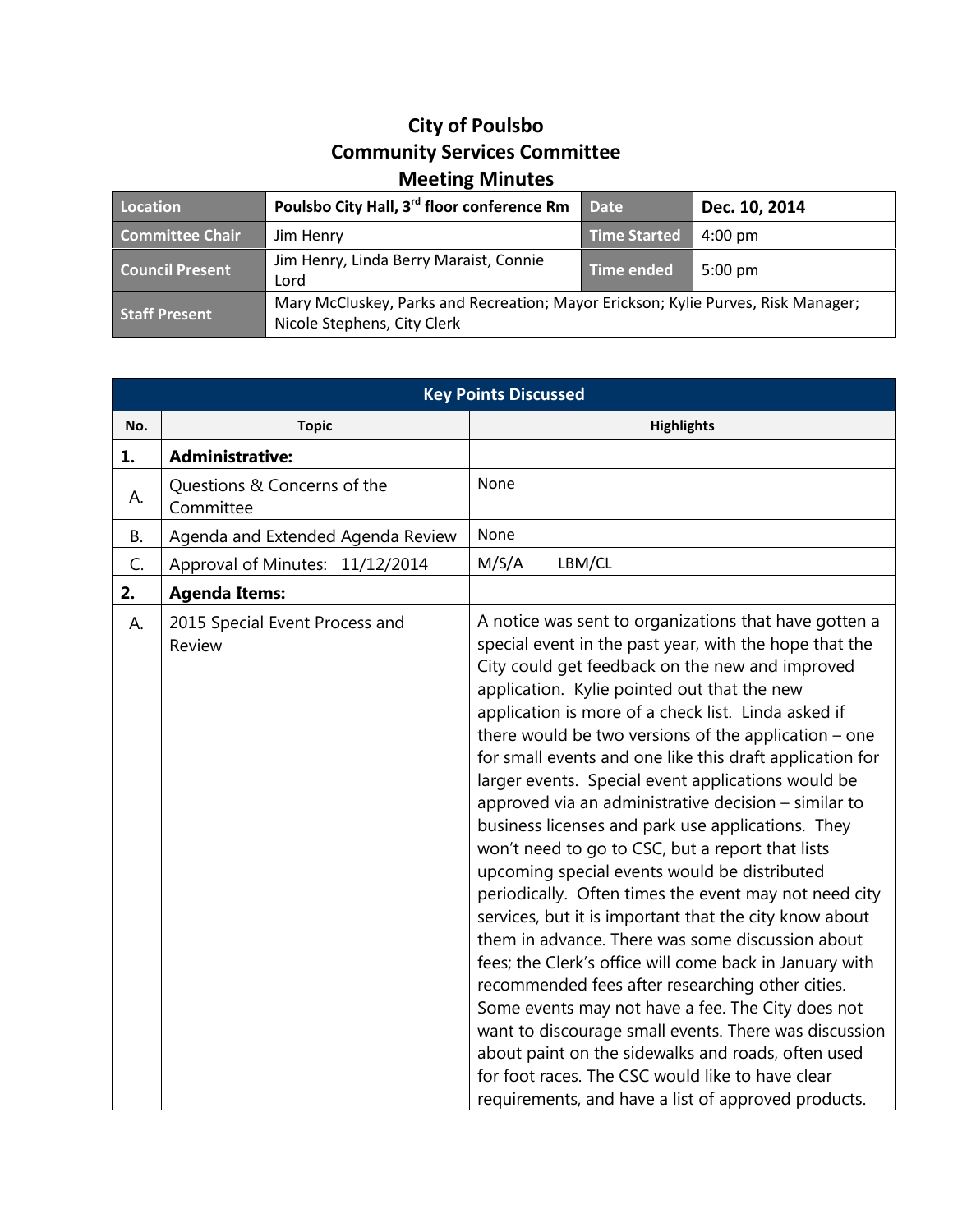# City of Poulsbo
## Community Services Committee
## Meeting Minutes

| Location | Poulsbo City Hall, 3rd floor conference Rm | Date | Dec. 10, 2014 |
|---|---|---|---|
| Committee Chair | Jim Henry | Time Started | 4:00 pm |
| Council Present | Jim Henry, Linda Berry Maraist, Connie Lord | Time ended | 5:00 pm |
| Staff Present | Mary McCluskey, Parks and Recreation; Mayor Erickson; Kylie Purves, Risk Manager; Nicole Stephens, City Clerk | | |

| Key Points Discussed | | |
|---|---|---|
| **No.** | **Topic** | **Highlights** |
| **1.** | **Administrative:** | |
| A. | Questions & Concerns of the Committee | None |
| B. | Agenda and Extended Agenda Review | None |
| C. | Approval of Minutes: 11/12/2014 | M/S/A LBM/CL |
| **2.** | **Agenda Items:** | |
| A. | 2015 Special Event Process and Review | A notice was sent to organizations that have gotten a special event in the past year, with the hope that the City could get feedback on the new and improved application. Kylie pointed out that the new application is more of a check list. Linda asked if there would be two versions of the application – one for small events and one like this draft application for larger events. Special event applications would be approved via an administrative decision – similar to business licenses and park use applications. They won't need to go to CSC, but a report that lists upcoming special events would be distributed periodically. Often times the event may not need city services, but it is important that the city know about them in advance. There was some discussion about fees; the Clerk's office will come back in January with recommended fees after researching other cities. Some events may not have a fee. The City does not want to discourage small events. There was discussion about paint on the sidewalks and roads, often used for foot races. The CSC would like to have clear requirements, and have a list of approved products. |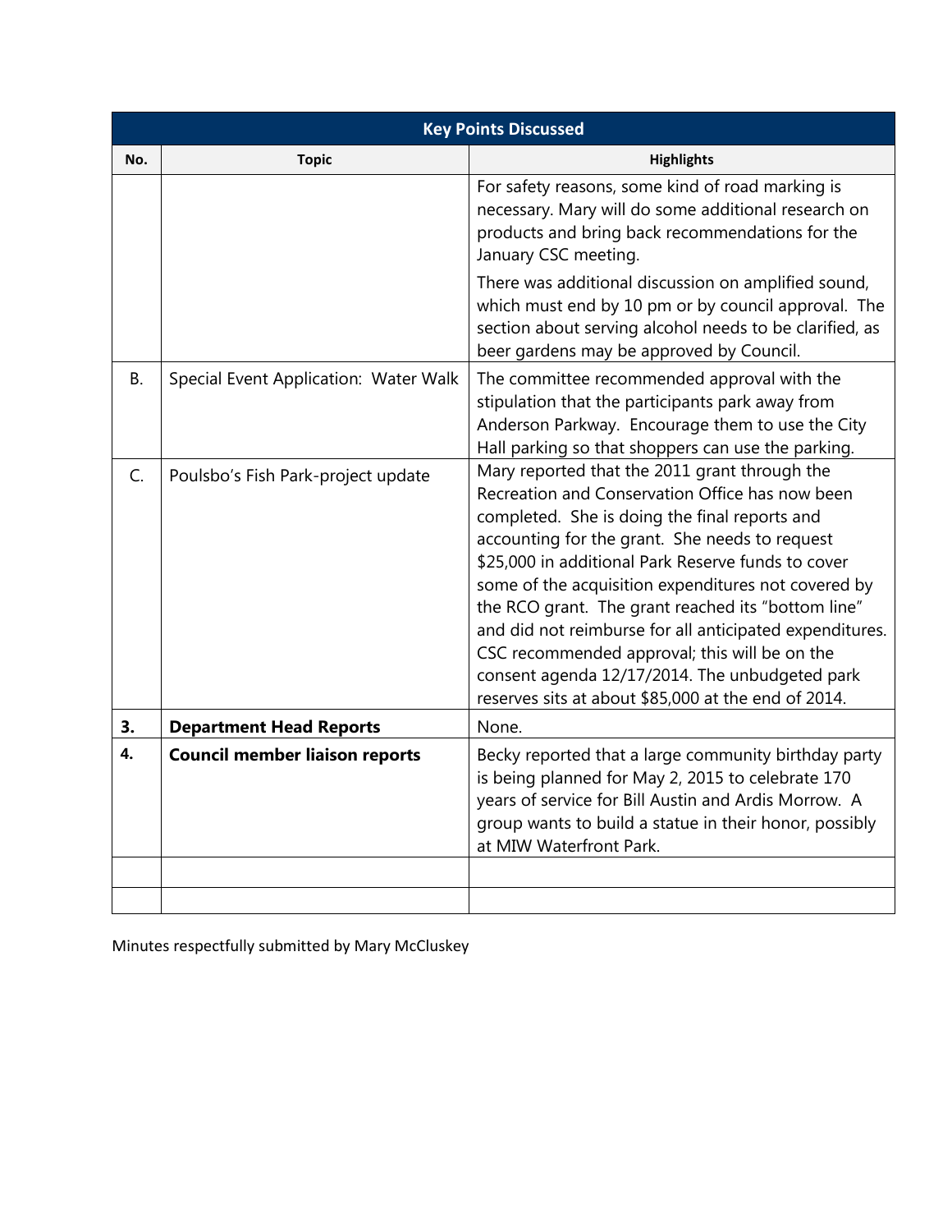| Key Points Discussed | | |
|---|---|---|
| **No.** | **Topic** | **Highlights** |
| | | For safety reasons, some kind of road marking is necessary. Mary will do some additional research on products and bring back recommendations for the January CSC meeting.<br><br>There was additional discussion on amplified sound, which must end by 10 pm or by council approval. The section about serving alcohol needs to be clarified, as beer gardens may be approved by Council. |
| B. | Special Event Application: Water Walk | The committee recommended approval with the stipulation that the participants park away from Anderson Parkway. Encourage them to use the City Hall parking so that shoppers can use the parking. |
| C. | Poulsbo's Fish Park-project update | Mary reported that the 2011 grant through the Recreation and Conservation Office has now been completed. She is doing the final reports and accounting for the grant. She needs to request $25,000 in additional Park Reserve funds to cover some of the acquisition expenditures not covered by the RCO grant. The grant reached its "bottom line" and did not reimburse for all anticipated expenditures. CSC recommended approval; this will be on the consent agenda 12/17/2014. The unbudgeted park reserves sits at about $85,000 at the end of 2014. |
| **3.** | **Department Head Reports** | None. |
| **4.** | **Council member liaison reports** | Becky reported that a large community birthday party is being planned for May 2, 2015 to celebrate 170 years of service for Bill Austin and Ardis Morrow. A group wants to build a statue in their honor, possibly at MIW Waterfront Park. |
| | | |
| | | |

Minutes respectfully submitted by Mary McCluskey